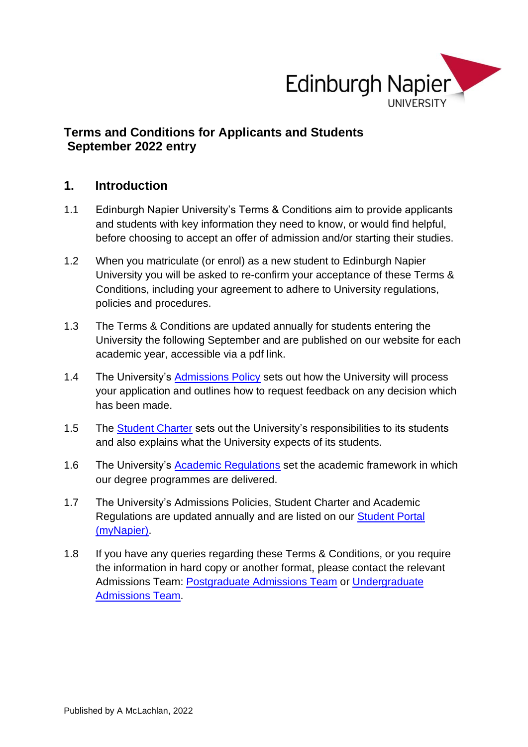Edinburgh Napier UNIVERSITY

# Terms and Conditions for Applicants and Students September 2022 entry

## 1. Introduction

1.1 Edinburgh Napier University's Terms & Conditions aim to provide applicants and students with key information they need to know, or would find helpful, before choosing to accept an offer of admission and/or starting their studies.

1.2 When you matriculate (or enrol) as a new student to Edinburgh Napier University you will be asked to re-confirm your acceptance of these Terms & Conditions, including your agreement to adhere to University regulations, policies and procedures.

1.3 The Terms & Conditions are updated annually for students entering the University the following September and are published on our website for each academic year, accessible via a pdf link.

1.4 The University's Admissions Policy sets out how the University will process your application and outlines how to request feedback on any decision which has been made.

1.5 The Student Charter sets out the University's responsibilities to its students and also explains what the University expects of its students.

1.6 The University's Academic Regulations set the academic framework in which our degree programmes are delivered.

1.7 The University's Admissions Policies, Student Charter and Academic Regulations are updated annually and are listed on our Student Portal (myNapier).

1.8 If you have any queries regarding these Terms & Conditions, or you require the information in hard copy or another format, please contact the relevant Admissions Team: Postgraduate Admissions Team or Undergraduate Admissions Team.

Published by A McLachlan, 2022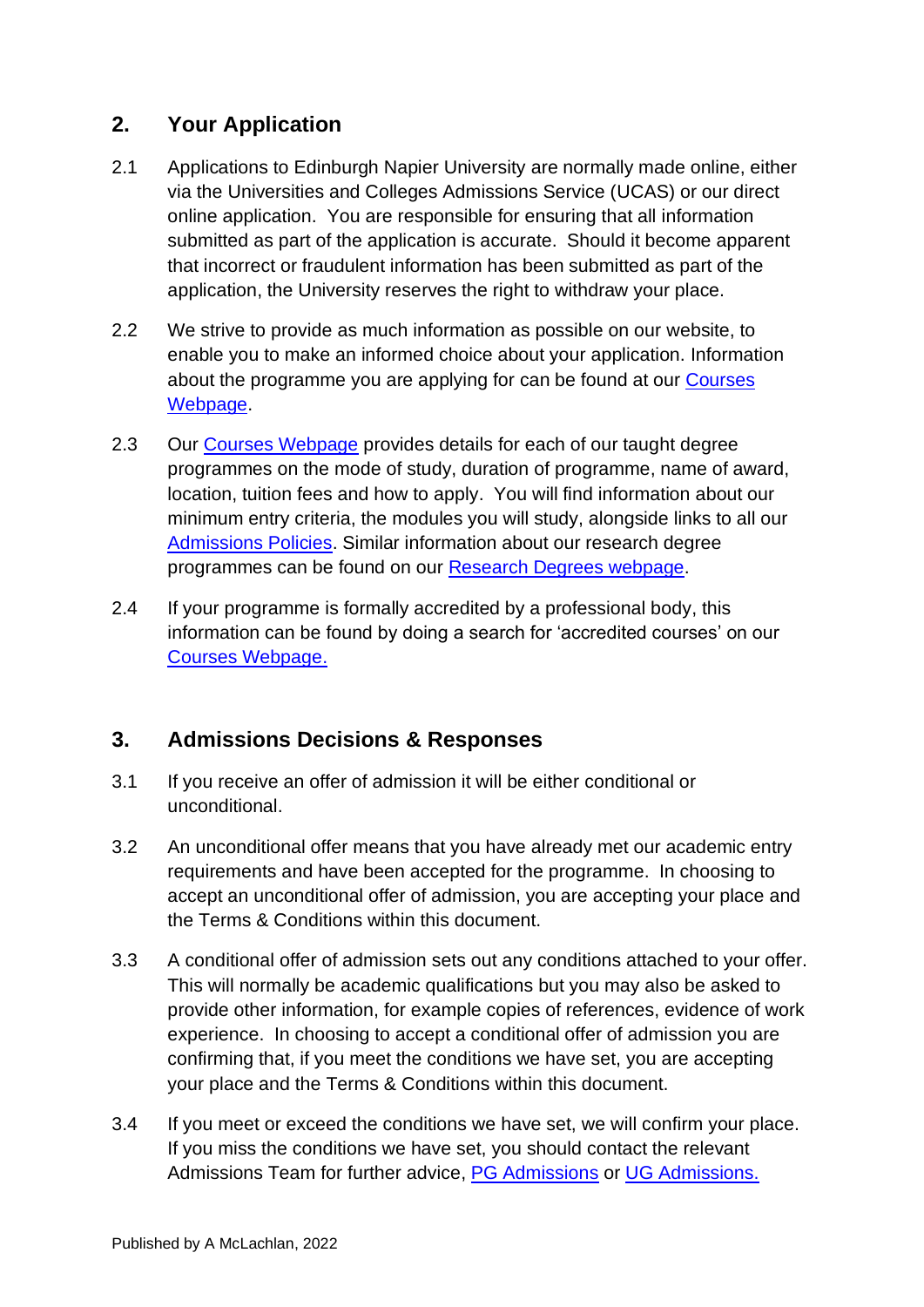## 2. Your Application

2.1 Applications to Edinburgh Napier University are normally made online, either via the Universities and Colleges Admissions Service (UCAS) or our direct online application. You are responsible for ensuring that all information submitted as part of the application is accurate. Should it become apparent that incorrect or fraudulent information has been submitted as part of the application, the University reserves the right to withdraw your place.

2.2 We strive to provide as much information as possible on our website, to enable you to make an informed choice about your application. Information about the programme you are applying for can be found at our Courses Webpage.

2.3 Our Courses Webpage provides details for each of our taught degree programmes on the mode of study, duration of programme, name of award, location, tuition fees and how to apply. You will find information about our minimum entry criteria, the modules you will study, alongside links to all our Admissions Policies. Similar information about our research degree programmes can be found on our Research Degrees webpage.

2.4 If your programme is formally accredited by a professional body, this information can be found by doing a search for 'accredited courses' on our Courses Webpage.

## 3. Admissions Decisions & Responses

3.1 If you receive an offer of admission it will be either conditional or unconditional.

3.2 An unconditional offer means that you have already met our academic entry requirements and have been accepted for the programme. In choosing to accept an unconditional offer of admission, you are accepting your place and the Terms & Conditions within this document.

3.3 A conditional offer of admission sets out any conditions attached to your offer. This will normally be academic qualifications but you may also be asked to provide other information, for example copies of references, evidence of work experience. In choosing to accept a conditional offer of admission you are confirming that, if you meet the conditions we have set, you are accepting your place and the Terms & Conditions within this document.

3.4 If you meet or exceed the conditions we have set, we will confirm your place. If you miss the conditions we have set, you should contact the relevant Admissions Team for further advice, PG Admissions or UG Admissions.

Published by A McLachlan, 2022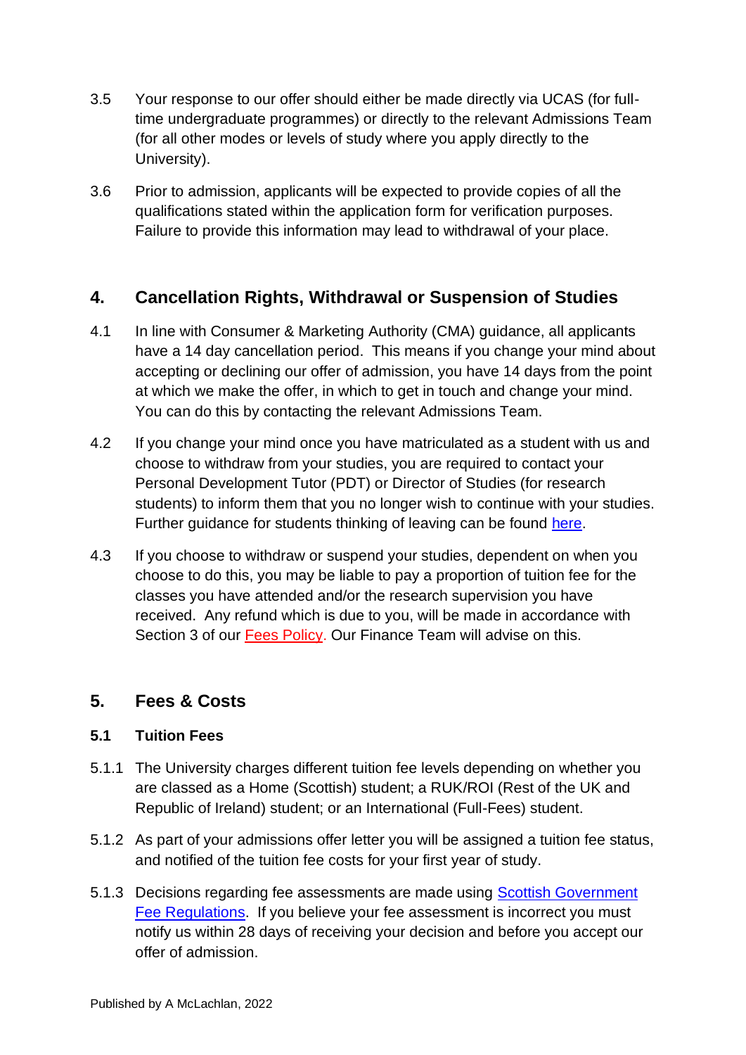3.5 Your response to our offer should either be made directly via UCAS (for full-time undergraduate programmes) or directly to the relevant Admissions Team (for all other modes or levels of study where you apply directly to the University).

3.6 Prior to admission, applicants will be expected to provide copies of all the qualifications stated within the application form for verification purposes. Failure to provide this information may lead to withdrawal of your place.

## 4. Cancellation Rights, Withdrawal or Suspension of Studies

4.1 In line with Consumer & Marketing Authority (CMA) guidance, all applicants have a 14 day cancellation period. This means if you change your mind about accepting or declining our offer of admission, you have 14 days from the point at which we make the offer, in which to get in touch and change your mind. You can do this by contacting the relevant Admissions Team.

4.2 If you change your mind once you have matriculated as a student with us and choose to withdraw from your studies, you are required to contact your Personal Development Tutor (PDT) or Director of Studies (for research students) to inform them that you no longer wish to continue with your studies. Further guidance for students thinking of leaving can be found here.

4.3 If you choose to withdraw or suspend your studies, dependent on when you choose to do this, you may be liable to pay a proportion of tuition fee for the classes you have attended and/or the research supervision you have received. Any refund which is due to you, will be made in accordance with Section 3 of our Fees Policy. Our Finance Team will advise on this.

## 5. Fees & Costs

### 5.1 Tuition Fees

5.1.1 The University charges different tuition fee levels depending on whether you are classed as a Home (Scottish) student; a RUK/ROI (Rest of the UK and Republic of Ireland) student; or an International (Full-Fees) student.

5.1.2 As part of your admissions offer letter you will be assigned a tuition fee status, and notified of the tuition fee costs for your first year of study.

5.1.3 Decisions regarding fee assessments are made using Scottish Government Fee Regulations. If you believe your fee assessment is incorrect you must notify us within 28 days of receiving your decision and before you accept our offer of admission.

Published by A McLachlan, 2022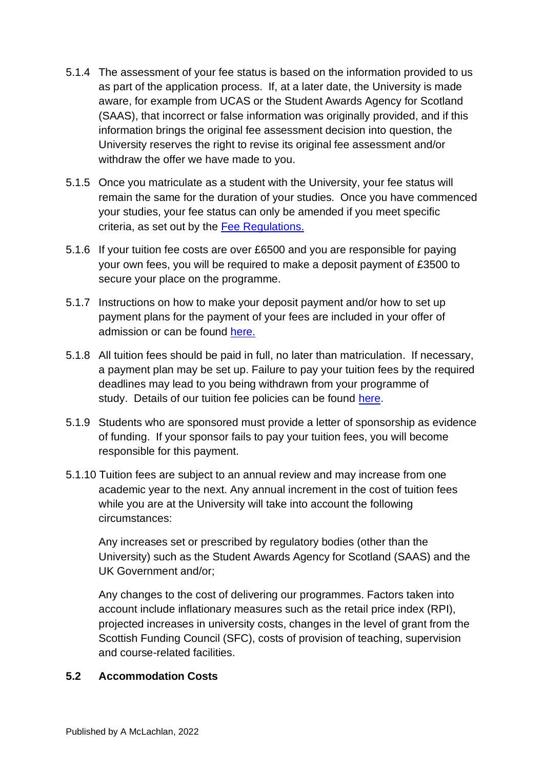5.1.4 The assessment of your fee status is based on the information provided to us as part of the application process. If, at a later date, the University is made aware, for example from UCAS or the Student Awards Agency for Scotland (SAAS), that incorrect or false information was originally provided, and if this information brings the original fee assessment decision into question, the University reserves the right to revise its original fee assessment and/or withdraw the offer we have made to you.

5.1.5 Once you matriculate as a student with the University, your fee status will remain the same for the duration of your studies. Once you have commenced your studies, your fee status can only be amended if you meet specific criteria, as set out by the Fee Regulations.

5.1.6 If your tuition fee costs are over £6500 and you are responsible for paying your own fees, you will be required to make a deposit payment of £3500 to secure your place on the programme.

5.1.7 Instructions on how to make your deposit payment and/or how to set up payment plans for the payment of your fees are included in your offer of admission or can be found here.

5.1.8 All tuition fees should be paid in full, no later than matriculation. If necessary, a payment plan may be set up. Failure to pay your tuition fees by the required deadlines may lead to you being withdrawn from your programme of study. Details of our tuition fee policies can be found here.

5.1.9 Students who are sponsored must provide a letter of sponsorship as evidence of funding. If your sponsor fails to pay your tuition fees, you will become responsible for this payment.

5.1.10 Tuition fees are subject to an annual review and may increase from one academic year to the next. Any annual increment in the cost of tuition fees while you are at the University will take into account the following circumstances:

Any increases set or prescribed by regulatory bodies (other than the University) such as the Student Awards Agency for Scotland (SAAS) and the UK Government and/or;

Any changes to the cost of delivering our programmes. Factors taken into account include inflationary measures such as the retail price index (RPI), projected increases in university costs, changes in the level of grant from the Scottish Funding Council (SFC), costs of provision of teaching, supervision and course-related facilities.

### 5.2 Accommodation Costs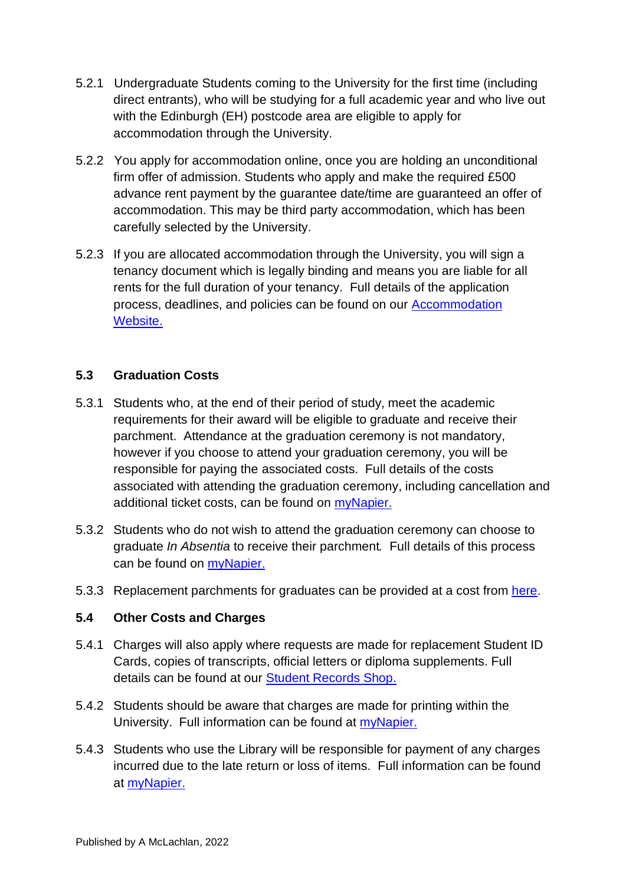5.2.1 Undergraduate Students coming to the University for the first time (including direct entrants), who will be studying for a full academic year and who live out with the Edinburgh (EH) postcode area are eligible to apply for accommodation through the University.

5.2.2 You apply for accommodation online, once you are holding an unconditional firm offer of admission. Students who apply and make the required £500 advance rent payment by the guarantee date/time are guaranteed an offer of accommodation. This may be third party accommodation, which has been carefully selected by the University.

5.2.3 If you are allocated accommodation through the University, you will sign a tenancy document which is legally binding and means you are liable for all rents for the full duration of your tenancy. Full details of the application process, deadlines, and policies can be found on our Accommodation Website.

### 5.3 Graduation Costs

5.3.1 Students who, at the end of their period of study, meet the academic requirements for their award will be eligible to graduate and receive their parchment. Attendance at the graduation ceremony is not mandatory, however if you choose to attend your graduation ceremony, you will be responsible for paying the associated costs. Full details of the costs associated with attending the graduation ceremony, including cancellation and additional ticket costs, can be found on myNapier.

5.3.2 Students who do not wish to attend the graduation ceremony can choose to graduate *In Absentia* to receive their parchment. Full details of this process can be found on myNapier.

5.3.3 Replacement parchments for graduates can be provided at a cost from here.

### 5.4 Other Costs and Charges

5.4.1 Charges will also apply where requests are made for replacement Student ID Cards, copies of transcripts, official letters or diploma supplements. Full details can be found at our Student Records Shop.

5.4.2 Students should be aware that charges are made for printing within the University. Full information can be found at myNapier.

5.4.3 Students who use the Library will be responsible for payment of any charges incurred due to the late return or loss of items. Full information can be found at myNapier.

Published by A McLachlan, 2022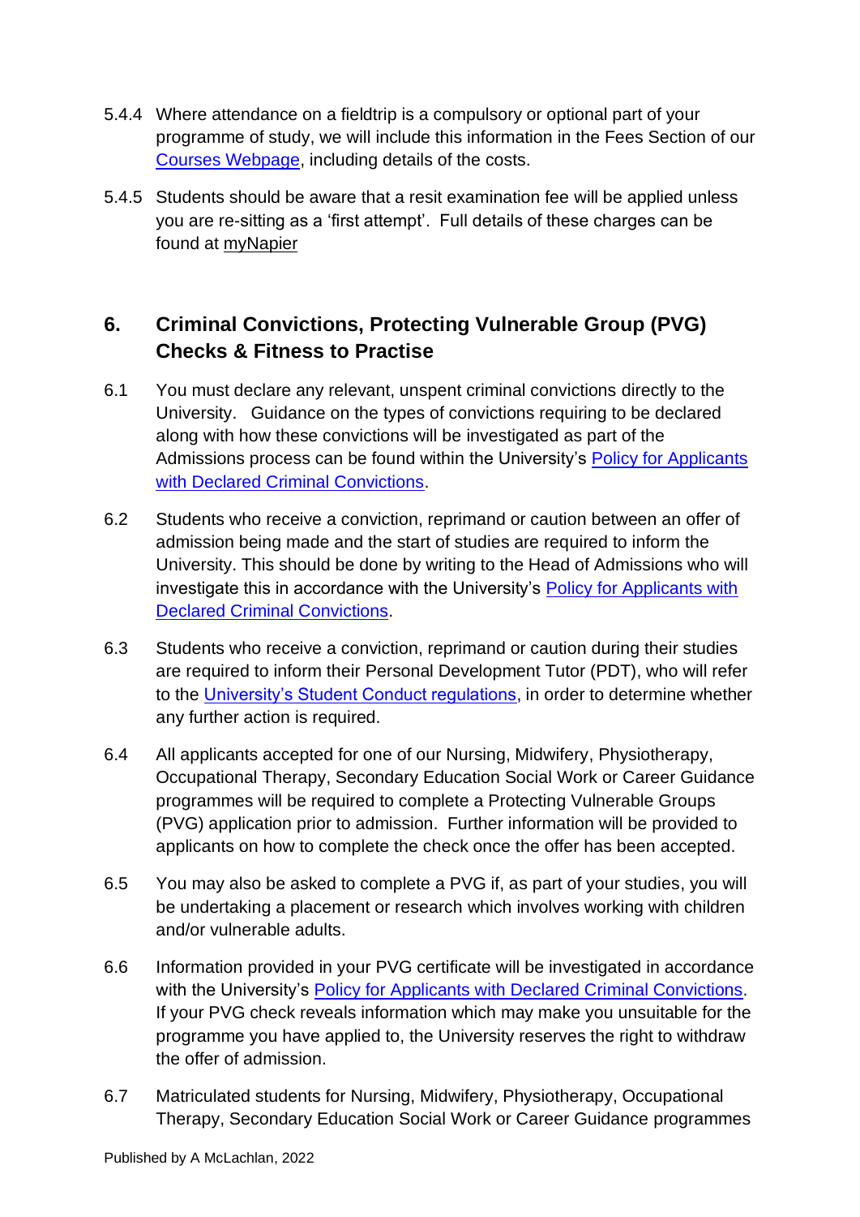5.4.4 Where attendance on a fieldtrip is a compulsory or optional part of your programme of study, we will include this information in the Fees Section of our [Courses Webpage](), including details of the costs.

5.4.5 Students should be aware that a resit examination fee will be applied unless you are re-sitting as a 'first attempt'. Full details of these charges can be found at [myNapier]()

## 6. Criminal Convictions, Protecting Vulnerable Group (PVG) Checks & Fitness to Practise

6.1 You must declare any relevant, unspent criminal convictions directly to the University. Guidance on the types of convictions requiring to be declared along with how these convictions will be investigated as part of the Admissions process can be found within the University's [Policy for Applicants with Declared Criminal Convictions]().

6.2 Students who receive a conviction, reprimand or caution between an offer of admission being made and the start of studies are required to inform the University. This should be done by writing to the Head of Admissions who will investigate this in accordance with the University's [Policy for Applicants with Declared Criminal Convictions]().

6.3 Students who receive a conviction, reprimand or caution during their studies are required to inform their Personal Development Tutor (PDT), who will refer to the [University's Student Conduct regulations](), in order to determine whether any further action is required.

6.4 All applicants accepted for one of our Nursing, Midwifery, Physiotherapy, Occupational Therapy, Secondary Education Social Work or Career Guidance programmes will be required to complete a Protecting Vulnerable Groups (PVG) application prior to admission. Further information will be provided to applicants on how to complete the check once the offer has been accepted.

6.5 You may also be asked to complete a PVG if, as part of your studies, you will be undertaking a placement or research which involves working with children and/or vulnerable adults.

6.6 Information provided in your PVG certificate will be investigated in accordance with the University's [Policy for Applicants with Declared Criminal Convictions](). If your PVG check reveals information which may make you unsuitable for the programme you have applied to, the University reserves the right to withdraw the offer of admission.

6.7 Matriculated students for Nursing, Midwifery, Physiotherapy, Occupational Therapy, Secondary Education Social Work or Career Guidance programmes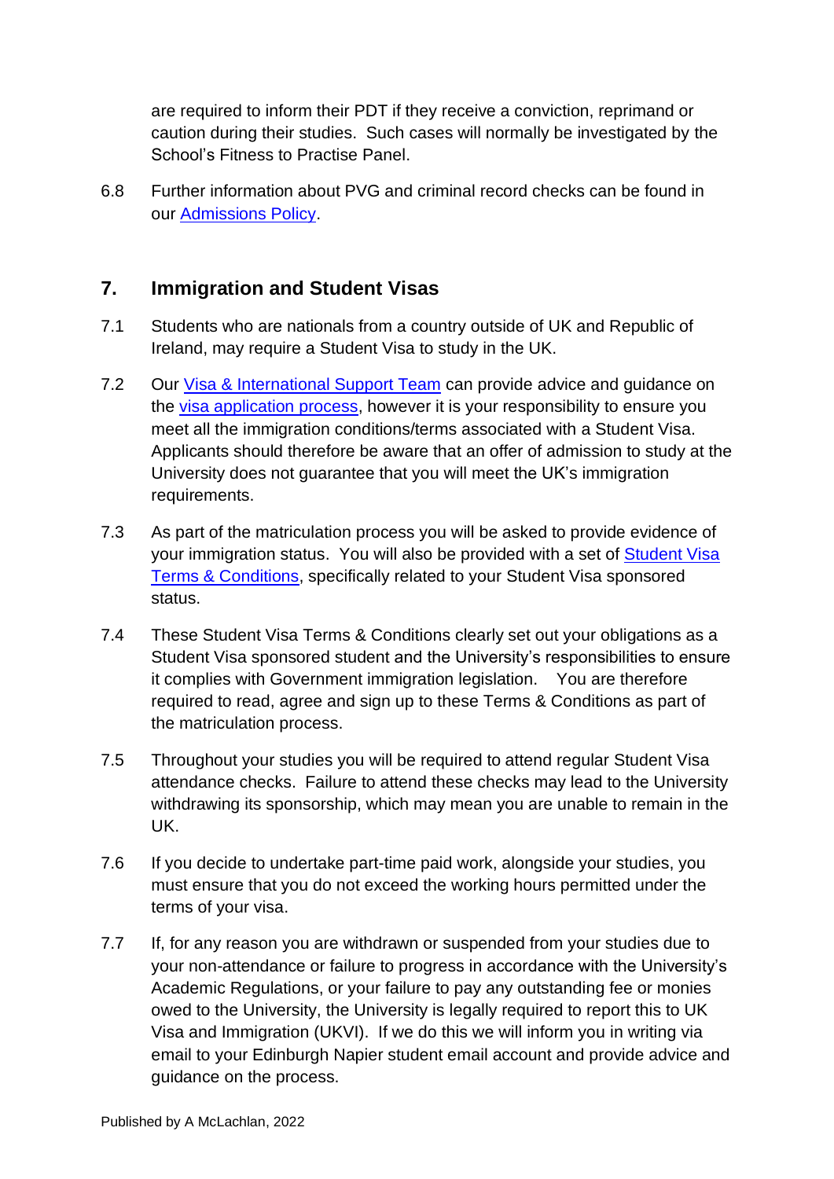are required to inform their PDT if they receive a conviction, reprimand or caution during their studies. Such cases will normally be investigated by the School's Fitness to Practise Panel.

6.8 Further information about PVG and criminal record checks can be found in our Admissions Policy.

## 7. Immigration and Student Visas

7.1 Students who are nationals from a country outside of UK and Republic of Ireland, may require a Student Visa to study in the UK.

7.2 Our Visa & International Support Team can provide advice and guidance on the visa application process, however it is your responsibility to ensure you meet all the immigration conditions/terms associated with a Student Visa. Applicants should therefore be aware that an offer of admission to study at the University does not guarantee that you will meet the UK's immigration requirements.

7.3 As part of the matriculation process you will be asked to provide evidence of your immigration status. You will also be provided with a set of Student Visa Terms & Conditions, specifically related to your Student Visa sponsored status.

7.4 These Student Visa Terms & Conditions clearly set out your obligations as a Student Visa sponsored student and the University's responsibilities to ensure it complies with Government immigration legislation. You are therefore required to read, agree and sign up to these Terms & Conditions as part of the matriculation process.

7.5 Throughout your studies you will be required to attend regular Student Visa attendance checks. Failure to attend these checks may lead to the University withdrawing its sponsorship, which may mean you are unable to remain in the UK.

7.6 If you decide to undertake part-time paid work, alongside your studies, you must ensure that you do not exceed the working hours permitted under the terms of your visa.

7.7 If, for any reason you are withdrawn or suspended from your studies due to your non-attendance or failure to progress in accordance with the University's Academic Regulations, or your failure to pay any outstanding fee or monies owed to the University, the University is legally required to report this to UK Visa and Immigration (UKVI). If we do this we will inform you in writing via email to your Edinburgh Napier student email account and provide advice and guidance on the process.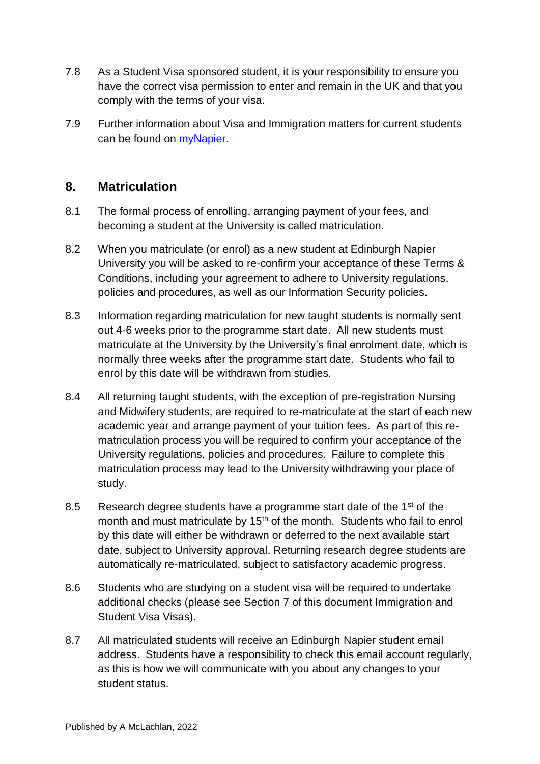7.8 As a Student Visa sponsored student, it is your responsibility to ensure you have the correct visa permission to enter and remain in the UK and that you comply with the terms of your visa.

7.9 Further information about Visa and Immigration matters for current students can be found on [myNapier.](#)

## 8. Matriculation

8.1 The formal process of enrolling, arranging payment of your fees, and becoming a student at the University is called matriculation.

8.2 When you matriculate (or enrol) as a new student at Edinburgh Napier University you will be asked to re-confirm your acceptance of these Terms & Conditions, including your agreement to adhere to University regulations, policies and procedures, as well as our Information Security policies.

8.3 Information regarding matriculation for new taught students is normally sent out 4-6 weeks prior to the programme start date. All new students must matriculate at the University by the University's final enrolment date, which is normally three weeks after the programme start date. Students who fail to enrol by this date will be withdrawn from studies.

8.4 All returning taught students, with the exception of pre-registration Nursing and Midwifery students, are required to re-matriculate at the start of each new academic year and arrange payment of your tuition fees. As part of this re-matriculation process you will be required to confirm your acceptance of the University regulations, policies and procedures. Failure to complete this matriculation process may lead to the University withdrawing your place of study.

8.5 Research degree students have a programme start date of the 1st of the month and must matriculate by 15th of the month. Students who fail to enrol by this date will either be withdrawn or deferred to the next available start date, subject to University approval. Returning research degree students are automatically re-matriculated, subject to satisfactory academic progress.

8.6 Students who are studying on a student visa will be required to undertake additional checks (please see Section 7 of this document Immigration and Student Visa Visas).

8.7 All matriculated students will receive an Edinburgh Napier student email address. Students have a responsibility to check this email account regularly, as this is how we will communicate with you about any changes to your student status.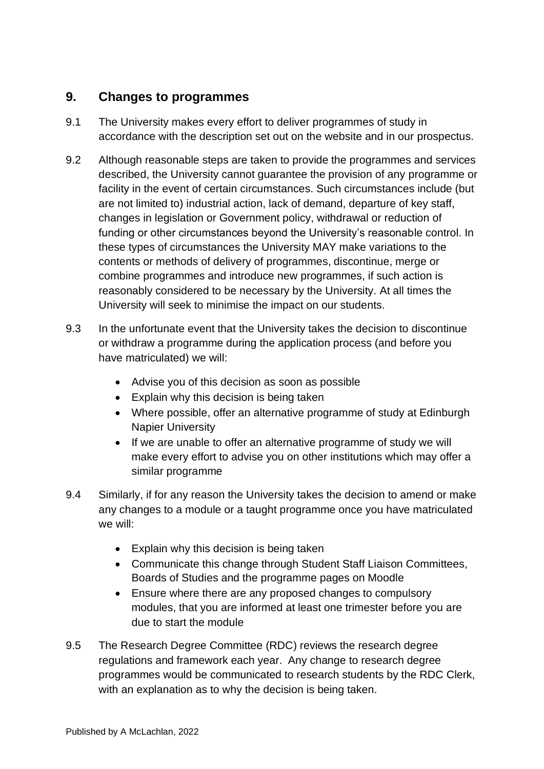## 9. Changes to programmes

9.1 The University makes every effort to deliver programmes of study in accordance with the description set out on the website and in our prospectus.

9.2 Although reasonable steps are taken to provide the programmes and services described, the University cannot guarantee the provision of any programme or facility in the event of certain circumstances. Such circumstances include (but are not limited to) industrial action, lack of demand, departure of key staff, changes in legislation or Government policy, withdrawal or reduction of funding or other circumstances beyond the University's reasonable control. In these types of circumstances the University MAY make variations to the contents or methods of delivery of programmes, discontinue, merge or combine programmes and introduce new programmes, if such action is reasonably considered to be necessary by the University. At all times the University will seek to minimise the impact on our students.

9.3 In the unfortunate event that the University takes the decision to discontinue or withdraw a programme during the application process (and before you have matriculated) we will:

- Advise you of this decision as soon as possible
- Explain why this decision is being taken
- Where possible, offer an alternative programme of study at Edinburgh Napier University
- If we are unable to offer an alternative programme of study we will make every effort to advise you on other institutions which may offer a similar programme

9.4 Similarly, if for any reason the University takes the decision to amend or make any changes to a module or a taught programme once you have matriculated we will:

- Explain why this decision is being taken
- Communicate this change through Student Staff Liaison Committees, Boards of Studies and the programme pages on Moodle
- Ensure where there are any proposed changes to compulsory modules, that you are informed at least one trimester before you are due to start the module

9.5 The Research Degree Committee (RDC) reviews the research degree regulations and framework each year. Any change to research degree programmes would be communicated to research students by the RDC Clerk, with an explanation as to why the decision is being taken.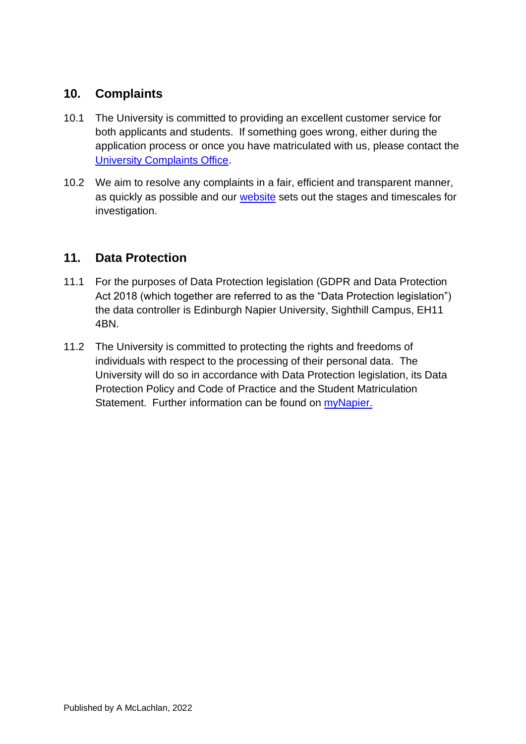## 10. Complaints

10.1 The University is committed to providing an excellent customer service for both applicants and students. If something goes wrong, either during the application process or once you have matriculated with us, please contact the University Complaints Office.

10.2 We aim to resolve any complaints in a fair, efficient and transparent manner, as quickly as possible and our website sets out the stages and timescales for investigation.

## 11. Data Protection

11.1 For the purposes of Data Protection legislation (GDPR and Data Protection Act 2018 (which together are referred to as the "Data Protection legislation") the data controller is Edinburgh Napier University, Sighthill Campus, EH11 4BN.

11.2 The University is committed to protecting the rights and freedoms of individuals with respect to the processing of their personal data. The University will do so in accordance with Data Protection legislation, its Data Protection Policy and Code of Practice and the Student Matriculation Statement. Further information can be found on myNapier.

Published by A McLachlan, 2022